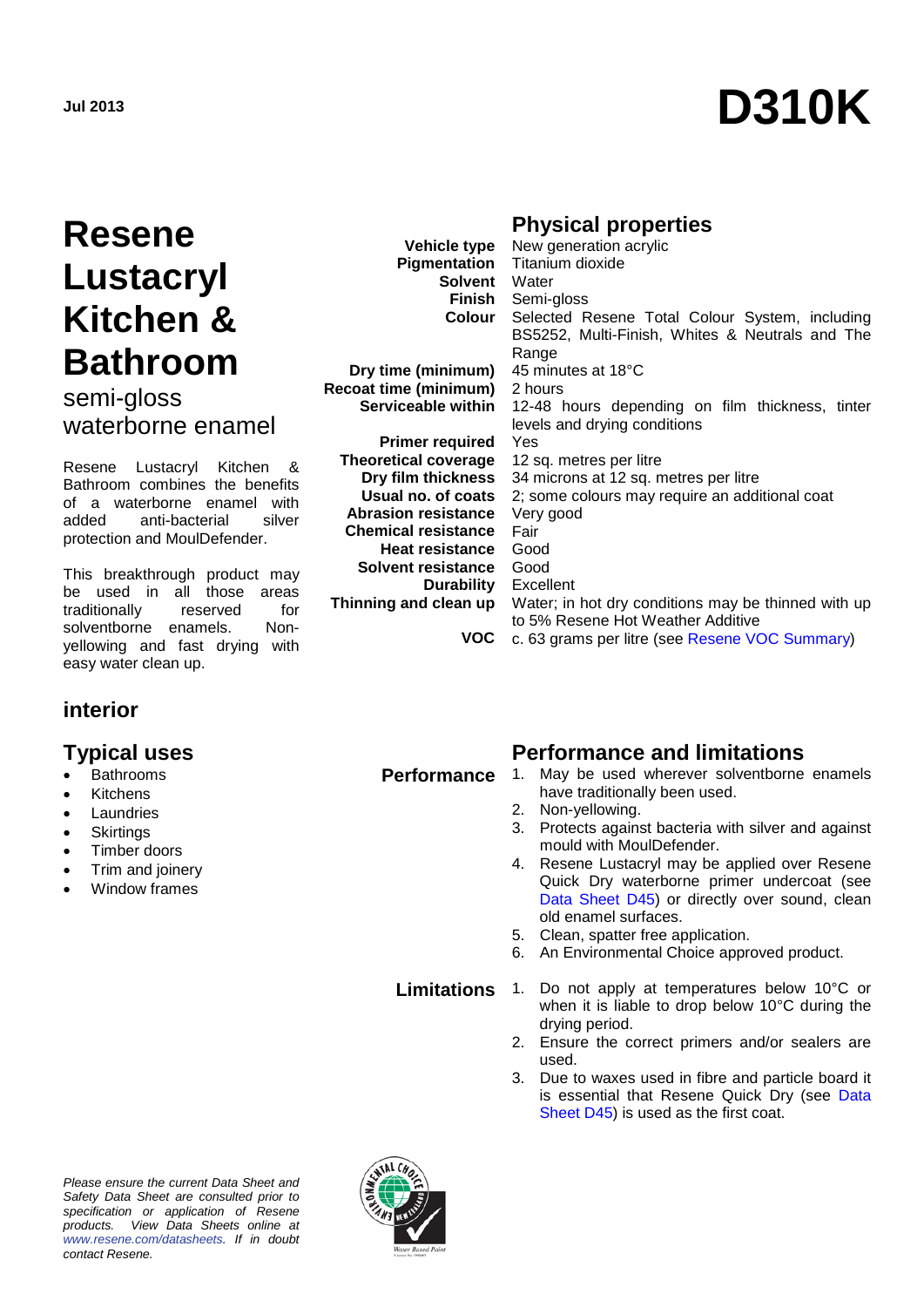Jul 2013

# D310K

# Resene Lustacryl Kitchen & Bathroom

## semi-gloss waterborne enamel

Resene Lustacryl Kitchen & Bathroom combines the benefits of a waterborne enamel with added anti-bacterial silver protection and MoulDefender.

This breakthrough product may be used in all those areas traditionally reserved for solventborne enamels. Non-yellowing and fast drying with easy water clean up.

## interior

## Physical properties

| | |
|---|---|
| **Vehicle type** | New generation acrylic |
| **Pigmentation** | Titanium dioxide |
| **Solvent** | Water |
| **Finish** | Semi-gloss |
| **Colour** | Selected Resene Total Colour System, including BS5252, Multi-Finish, Whites & Neutrals and The Range |
| **Dry time (minimum)** | 45 minutes at 18°C |
| **Recoat time (minimum)** | 2 hours |
| **Serviceable within** | 12-48 hours depending on film thickness, tinter levels and drying conditions |
| **Primer required** | Yes |
| **Theoretical coverage** | 12 sq. metres per litre |
| **Dry film thickness** | 34 microns at 12 sq. metres per litre |
| **Usual no. of coats** | 2; some colours may require an additional coat |
| **Abrasion resistance** | Very good |
| **Chemical resistance** | Fair |
| **Heat resistance** | Good |
| **Solvent resistance** | Good |
| **Durability** | Excellent |
| **Thinning and clean up** | Water; in hot dry conditions may be thinned with up to 5% Resene Hot Weather Additive |
| **VOC** | c. 63 grams per litre (see Resene VOC Summary) |

## Typical uses

- Bathrooms
- Kitchens
- Laundries
- Skirtings
- Timber doors
- Trim and joinery
- Window frames

## Performance and limitations

### Performance

1. May be used wherever solventborne enamels have traditionally been used.
2. Non-yellowing.
3. Protects against bacteria with silver and against mould with MoulDefender.
4. Resene Lustacryl may be applied over Resene Quick Dry waterborne primer undercoat (see Data Sheet D45) or directly over sound, clean old enamel surfaces.
5. Clean, spatter free application.
6. An Environmental Choice approved product.

### Limitations

1. Do not apply at temperatures below 10°C or when it is liable to drop below 10°C during the drying period.
2. Ensure the correct primers and/or sealers are used.
3. Due to waxes used in fibre and particle board it is essential that Resene Quick Dry (see Data Sheet D45) is used as the first coat.

*Please ensure the current Data Sheet and Safety Data Sheet are consulted prior to specification or application of Resene products. View Data Sheets online at www.resene.com/datasheets. If in doubt contact Resene.*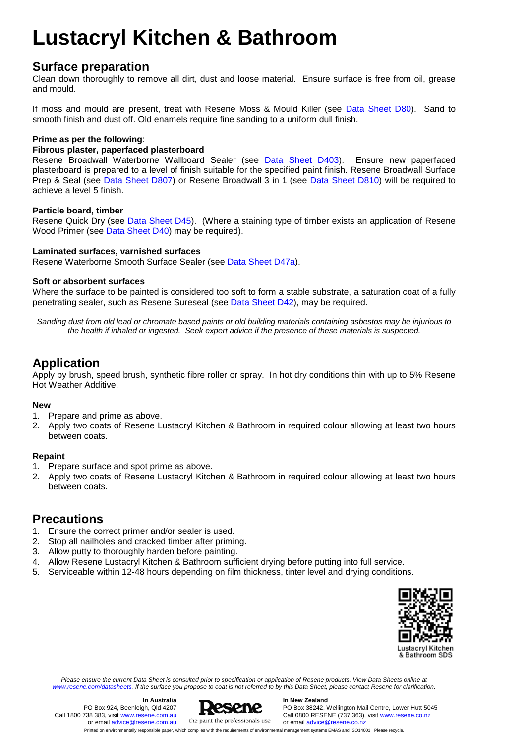# Lustacryl Kitchen & Bathroom

## Surface preparation

Clean down thoroughly to remove all dirt, dust and loose material. Ensure surface is free from oil, grease and mould.

If moss and mould are present, treat with Resene Moss & Mould Killer (see Data Sheet D80). Sand to smooth finish and dust off. Old enamels require fine sanding to a uniform dull finish.

**Prime as per the following**:

**Fibrous plaster, paperfaced plasterboard**

Resene Broadwall Waterborne Wallboard Sealer (see Data Sheet D403). Ensure new paperfaced plasterboard is prepared to a level of finish suitable for the specified paint finish. Resene Broadwall Surface Prep & Seal (see Data Sheet D807) or Resene Broadwall 3 in 1 (see Data Sheet D810) will be required to achieve a level 5 finish.

**Particle board, timber**

Resene Quick Dry (see Data Sheet D45). (Where a staining type of timber exists an application of Resene Wood Primer (see Data Sheet D40) may be required).

**Laminated surfaces, varnished surfaces**

Resene Waterborne Smooth Surface Sealer (see Data Sheet D47a).

**Soft or absorbent surfaces**

Where the surface to be painted is considered too soft to form a stable substrate, a saturation coat of a fully penetrating sealer, such as Resene Sureseal (see Data Sheet D42), may be required.

*Sanding dust from old lead or chromate based paints or old building materials containing asbestos may be injurious to the health if inhaled or ingested. Seek expert advice if the presence of these materials is suspected.*

## Application

Apply by brush, speed brush, synthetic fibre roller or spray. In hot dry conditions thin with up to 5% Resene Hot Weather Additive.

**New**

1. Prepare and prime as above.
2. Apply two coats of Resene Lustacryl Kitchen & Bathroom in required colour allowing at least two hours between coats.

**Repaint**

1. Prepare surface and spot prime as above.
2. Apply two coats of Resene Lustacryl Kitchen & Bathroom in required colour allowing at least two hours between coats.

## Precautions

1. Ensure the correct primer and/or sealer is used.
2. Stop all nailholes and cracked timber after priming.
3. Allow putty to thoroughly harden before painting.
4. Allow Resene Lustacryl Kitchen & Bathroom sufficient drying before putting into full service.
5. Serviceable within 12-48 hours depending on film thickness, tinter level and drying conditions.

Lustacryl Kitchen & Bathroom SDS

*Please ensure the current Data Sheet is consulted prior to specification or application of Resene products. View Data Sheets online at www.resene.com/datasheets. If the surface you propose to coat is not referred to by this Data Sheet, please contact Resene for clarification.*

**In Australia**
PO Box 924, Beenleigh, Qld 4207
Call 1800 738 383, visit www.resene.com.au
or email advice@resene.com.au

Resene
the paint the professionals use

**In New Zealand**
PO Box 38242, Wellington Mail Centre, Lower Hutt 5045
Call 0800 RESENE (737 363), visit www.resene.co.nz
or email advice@resene.co.nz

Printed on environmentally responsible paper, which complies with the requirements of environmental management systems EMAS and ISO14001. Please recycle.